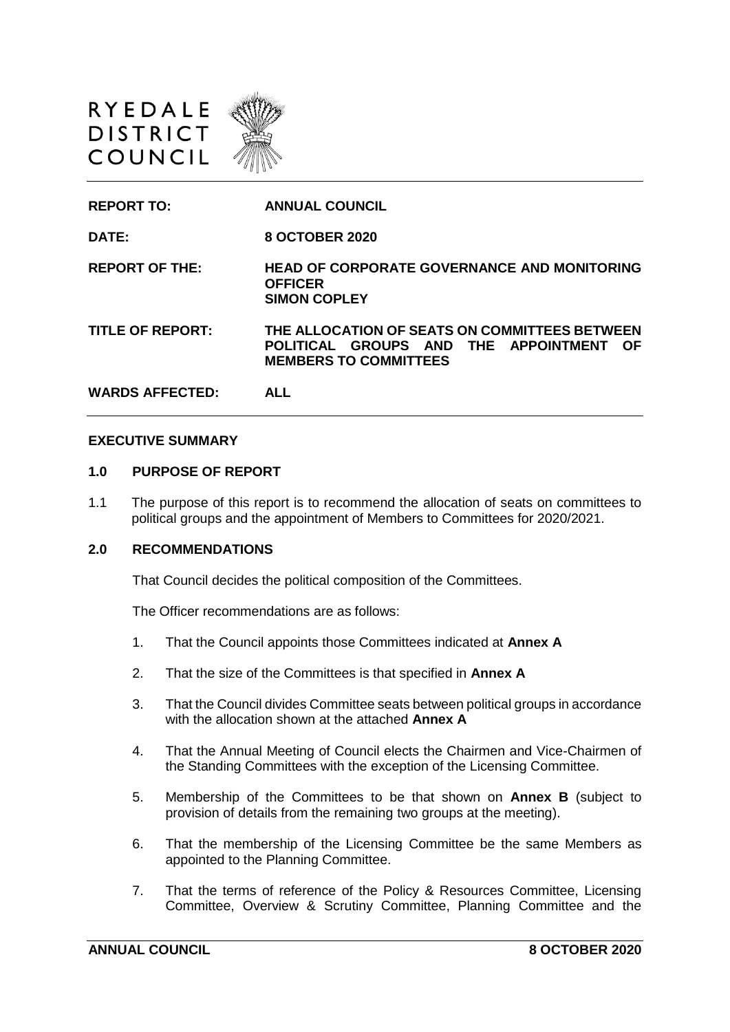RYEDALE DISTRICT COUNCIL

| | |
|---|---|
| **REPORT TO:** | **ANNUAL COUNCIL** |
| **DATE:** | **8 OCTOBER 2020** |
| **REPORT OF THE:** | **HEAD OF CORPORATE GOVERNANCE AND MONITORING OFFICER**<br>**SIMON COPLEY** |
| **TITLE OF REPORT:** | **THE ALLOCATION OF SEATS ON COMMITTEES BETWEEN POLITICAL GROUPS AND THE APPOINTMENT OF MEMBERS TO COMMITTEES** |
| **WARDS AFFECTED:** | **ALL** |

**EXECUTIVE SUMMARY**

## 1.0 PURPOSE OF REPORT

1.1 The purpose of this report is to recommend the allocation of seats on committees to political groups and the appointment of Members to Committees for 2020/2021.

## 2.0 RECOMMENDATIONS

That Council decides the political composition of the Committees.

The Officer recommendations are as follows:

1. That the Council appoints those Committees indicated at **Annex A**
2. That the size of the Committees is that specified in **Annex A**
3. That the Council divides Committee seats between political groups in accordance with the allocation shown at the attached **Annex A**
4. That the Annual Meeting of Council elects the Chairmen and Vice-Chairmen of the Standing Committees with the exception of the Licensing Committee.
5. Membership of the Committees to be that shown on **Annex B** (subject to provision of details from the remaining two groups at the meeting).
6. That the membership of the Licensing Committee be the same Members as appointed to the Planning Committee.
7. That the terms of reference of the Policy & Resources Committee, Licensing Committee, Overview & Scrutiny Committee, Planning Committee and the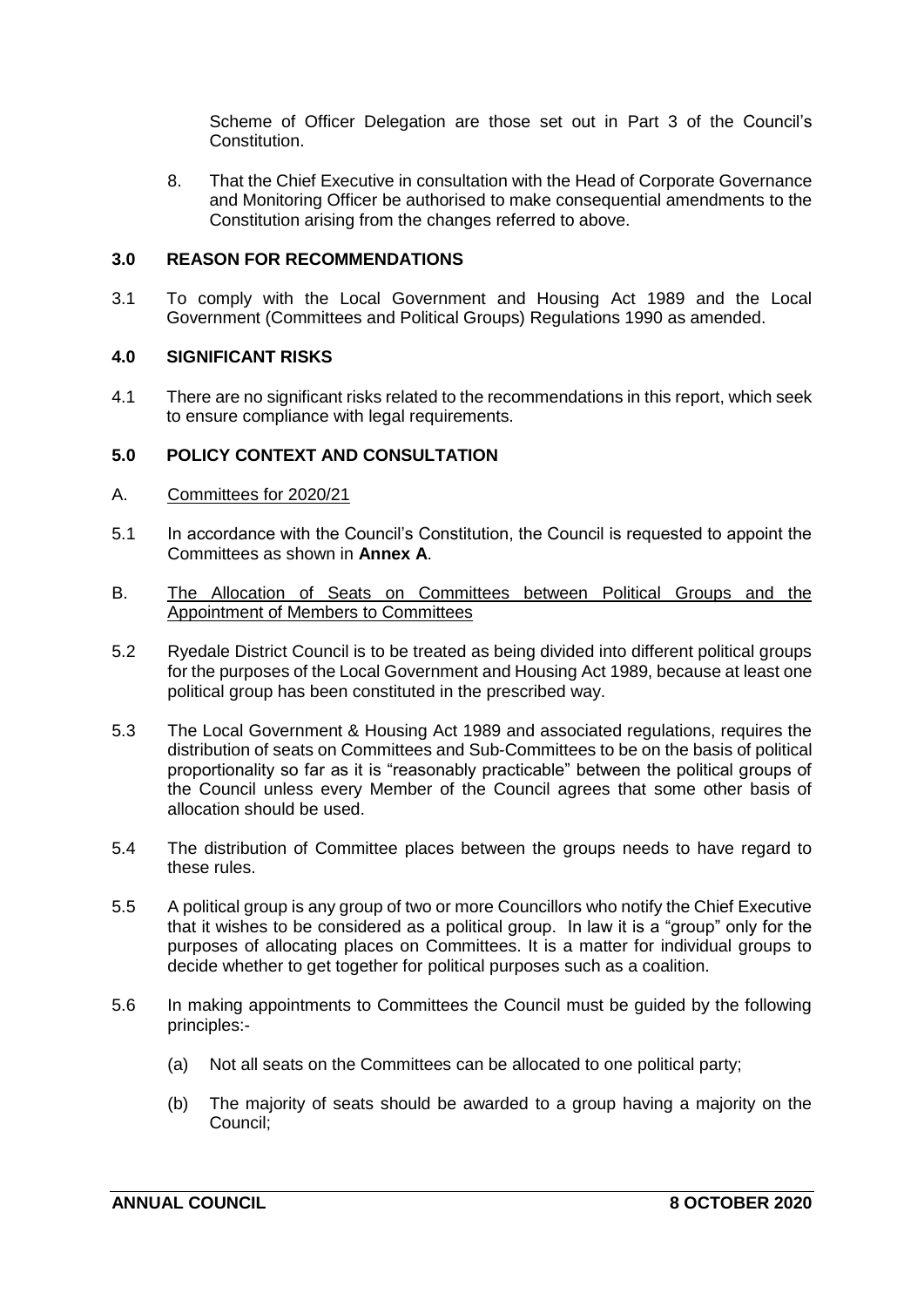Scheme of Officer Delegation are those set out in Part 3 of the Council's Constitution.

8. That the Chief Executive in consultation with the Head of Corporate Governance and Monitoring Officer be authorised to make consequential amendments to the Constitution arising from the changes referred to above.

## 3.0 REASON FOR RECOMMENDATIONS

3.1 To comply with the Local Government and Housing Act 1989 and the Local Government (Committees and Political Groups) Regulations 1990 as amended.

## 4.0 SIGNIFICANT RISKS

4.1 There are no significant risks related to the recommendations in this report, which seek to ensure compliance with legal requirements.

## 5.0 POLICY CONTEXT AND CONSULTATION

A. Committees for 2020/21

5.1 In accordance with the Council's Constitution, the Council is requested to appoint the Committees as shown in **Annex A**.

B. The Allocation of Seats on Committees between Political Groups and the Appointment of Members to Committees

5.2 Ryedale District Council is to be treated as being divided into different political groups for the purposes of the Local Government and Housing Act 1989, because at least one political group has been constituted in the prescribed way.

5.3 The Local Government & Housing Act 1989 and associated regulations, requires the distribution of seats on Committees and Sub-Committees to be on the basis of political proportionality so far as it is "reasonably practicable" between the political groups of the Council unless every Member of the Council agrees that some other basis of allocation should be used.

5.4 The distribution of Committee places between the groups needs to have regard to these rules.

5.5 A political group is any group of two or more Councillors who notify the Chief Executive that it wishes to be considered as a political group. In law it is a "group" only for the purposes of allocating places on Committees. It is a matter for individual groups to decide whether to get together for political purposes such as a coalition.

5.6 In making appointments to Committees the Council must be guided by the following principles:-

(a) Not all seats on the Committees can be allocated to one political party;

(b) The majority of seats should be awarded to a group having a majority on the Council;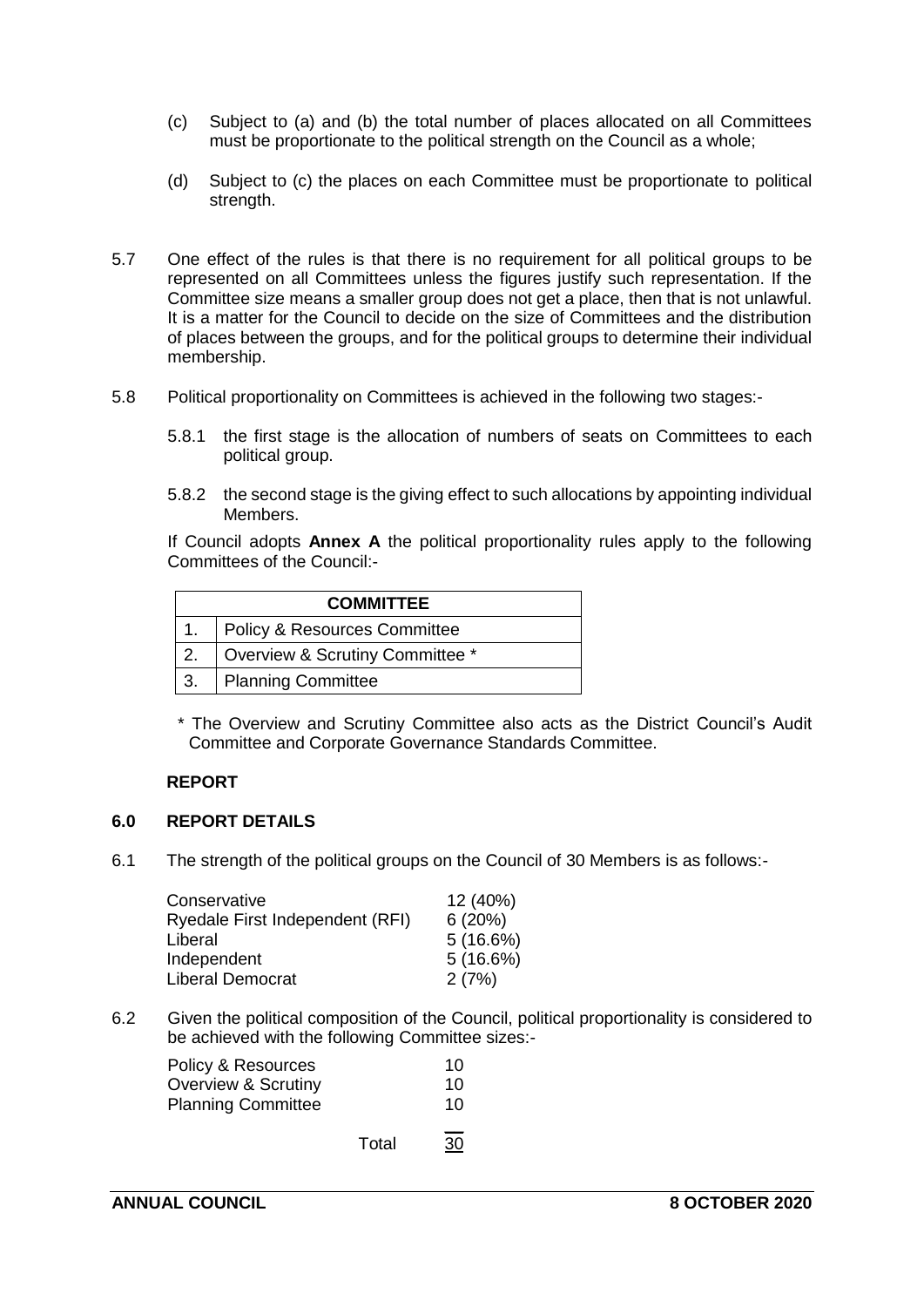(c) Subject to (a) and (b) the total number of places allocated on all Committees must be proportionate to the political strength on the Council as a whole;

(d) Subject to (c) the places on each Committee must be proportionate to political strength.

5.7 One effect of the rules is that there is no requirement for all political groups to be represented on all Committees unless the figures justify such representation. If the Committee size means a smaller group does not get a place, then that is not unlawful. It is a matter for the Council to decide on the size of Committees and the distribution of places between the groups, and for the political groups to determine their individual membership.

5.8 Political proportionality on Committees is achieved in the following two stages:-

5.8.1 the first stage is the allocation of numbers of seats on Committees to each political group.

5.8.2 the second stage is the giving effect to such allocations by appointing individual Members.

If Council adopts **Annex A** the political proportionality rules apply to the following Committees of the Council:-

| | **COMMITTEE** |
|---|---|
| 1. | Policy & Resources Committee |
| 2. | Overview & Scrutiny Committee * |
| 3. | Planning Committee |

\* The Overview and Scrutiny Committee also acts as the District Council's Audit Committee and Corporate Governance Standards Committee.

**REPORT**

## 6.0 REPORT DETAILS

6.1 The strength of the political groups on the Council of 30 Members is as follows:-

| | |
|---|---|
| Conservative | 12 (40%) |
| Ryedale First Independent (RFI) | 6 (20%) |
| Liberal | 5 (16.6%) |
| Independent | 5 (16.6%) |
| Liberal Democrat | 2 (7%) |

6.2 Given the political composition of the Council, political proportionality is considered to be achieved with the following Committee sizes:-

| | |
|---|---|
| Policy & Resources | 10 |
| Overview & Scrutiny | 10 |
| Planning Committee | 10 |
| Total | 30 |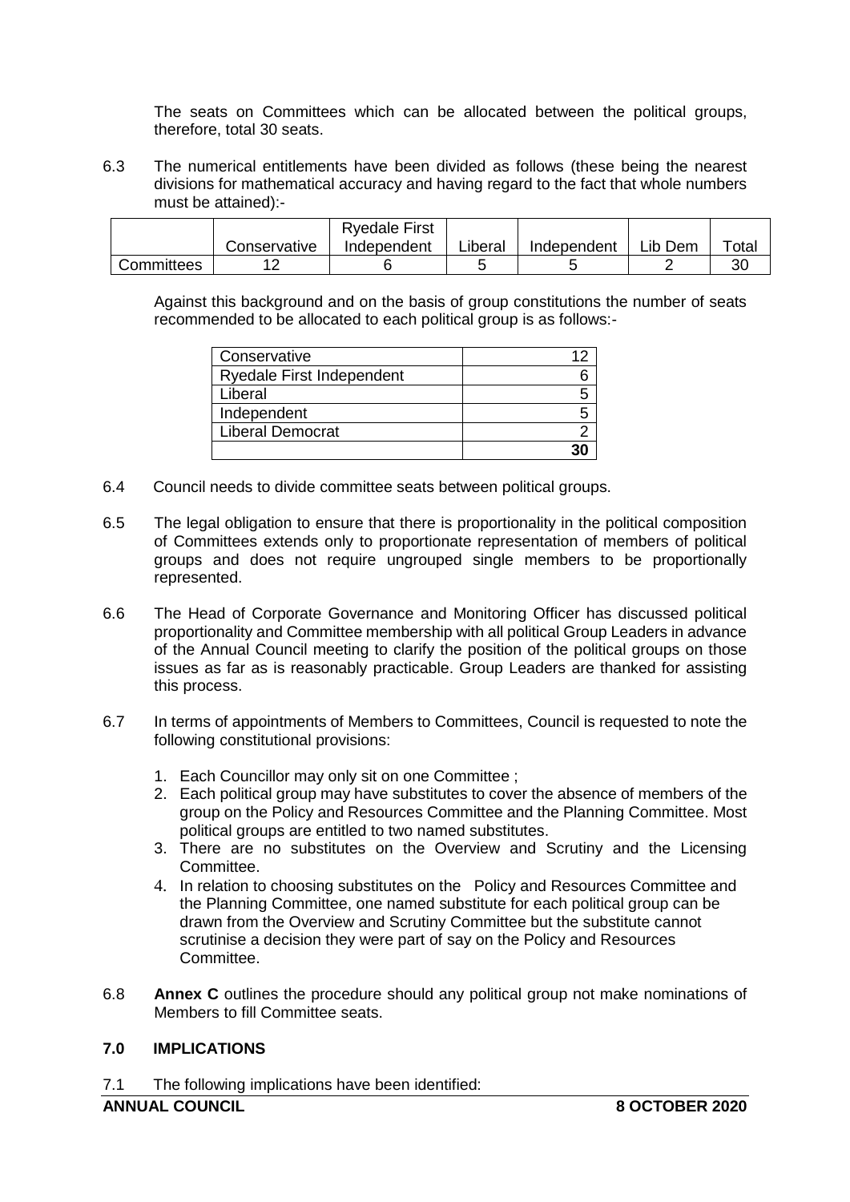The seats on Committees which can be allocated between the political groups, therefore, total 30 seats.

6.3 The numerical entitlements have been divided as follows (these being the nearest divisions for mathematical accuracy and having regard to the fact that whole numbers must be attained):-

| | Conservative | Ryedale First Independent | Liberal | Independent | Lib Dem | Total |
|---|---|---|---|---|---|---|
| Committees | 12 | 6 | 5 | 5 | 2 | 30 |

Against this background and on the basis of group constitutions the number of seats recommended to be allocated to each political group is as follows:-

| | |
|---|---|
| Conservative | 12 |
| Ryedale First Independent | 6 |
| Liberal | 5 |
| Independent | 5 |
| Liberal Democrat | 2 |
| | **30** |

6.4 Council needs to divide committee seats between political groups.

6.5 The legal obligation to ensure that there is proportionality in the political composition of Committees extends only to proportionate representation of members of political groups and does not require ungrouped single members to be proportionally represented.

6.6 The Head of Corporate Governance and Monitoring Officer has discussed political proportionality and Committee membership with all political Group Leaders in advance of the Annual Council meeting to clarify the position of the political groups on those issues as far as is reasonably practicable. Group Leaders are thanked for assisting this process.

6.7 In terms of appointments of Members to Committees, Council is requested to note the following constitutional provisions:

1. Each Councillor may only sit on one Committee ;
2. Each political group may have substitutes to cover the absence of members of the group on the Policy and Resources Committee and the Planning Committee. Most political groups are entitled to two named substitutes.
3. There are no substitutes on the Overview and Scrutiny and the Licensing Committee.
4. In relation to choosing substitutes on the Policy and Resources Committee and the Planning Committee, one named substitute for each political group can be drawn from the Overview and Scrutiny Committee but the substitute cannot scrutinise a decision they were part of say on the Policy and Resources Committee.

6.8 **Annex C** outlines the procedure should any political group not make nominations of Members to fill Committee seats.

## 7.0 IMPLICATIONS

7.1 The following implications have been identified: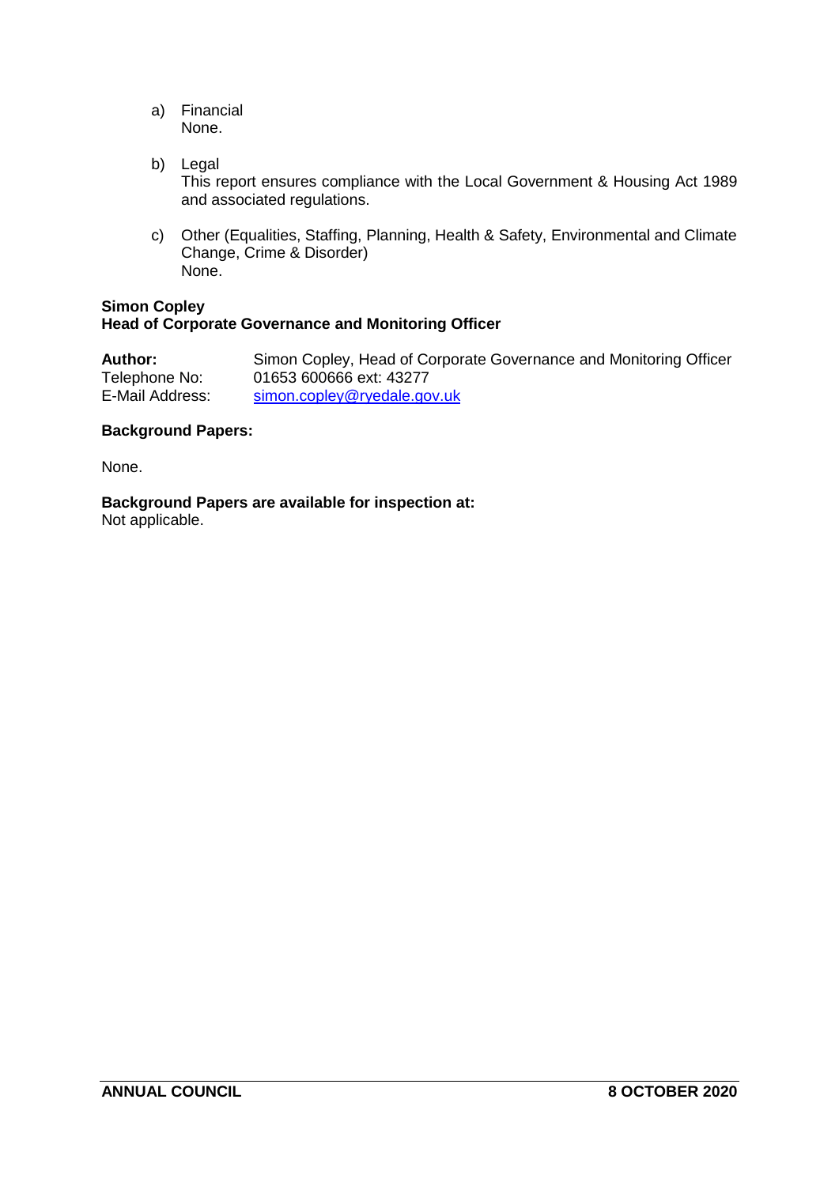a) Financial
   None.

b) Legal
   This report ensures compliance with the Local Government & Housing Act 1989 and associated regulations.

c) Other (Equalities, Staffing, Planning, Health & Safety, Environmental and Climate Change, Crime & Disorder)
   None.

**Simon Copley**
**Head of Corporate Governance and Monitoring Officer**

| | |
|---|---|
| **Author:** | Simon Copley, Head of Corporate Governance and Monitoring Officer |
| Telephone No: | 01653 600666 ext: 43277 |
| E-Mail Address: | simon.copley@ryedale.gov.uk |

**Background Papers:**

None.

**Background Papers are available for inspection at:**
Not applicable.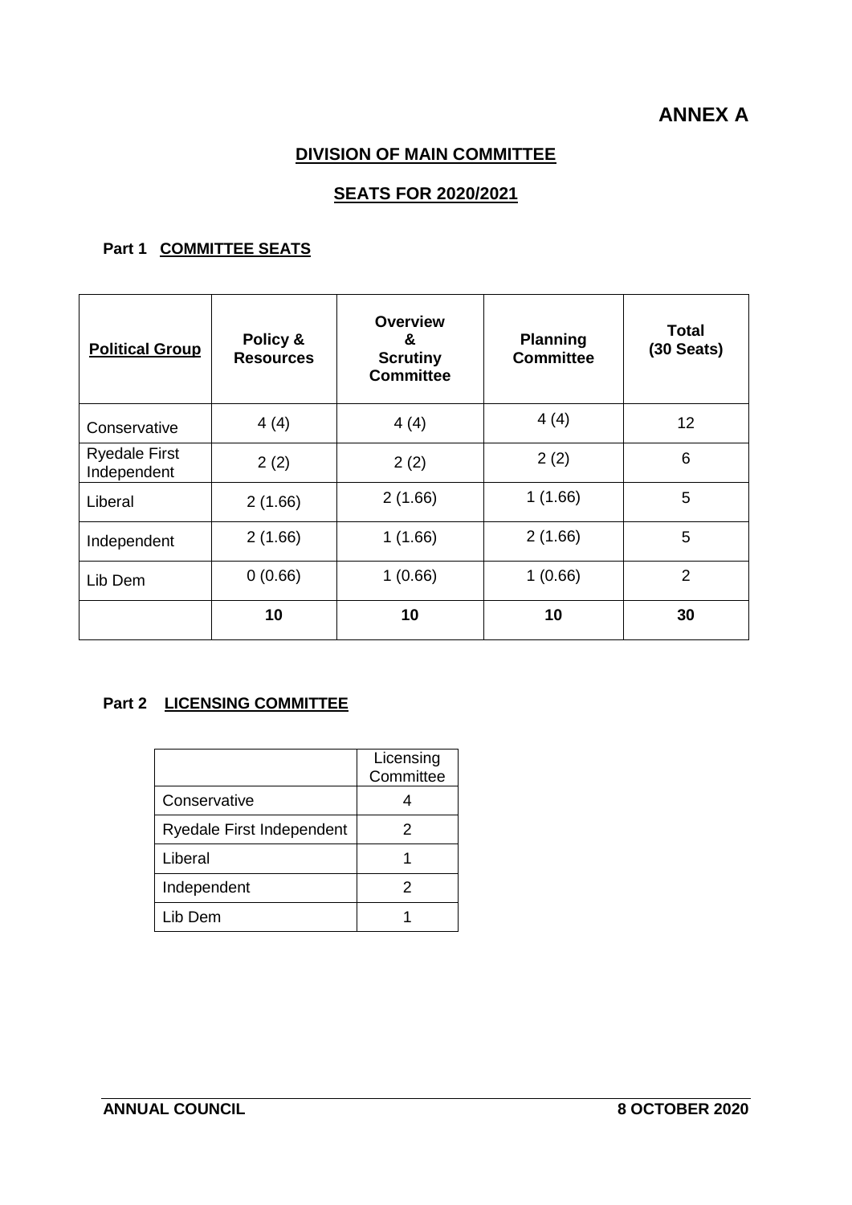# ANNEX A

## DIVISION OF MAIN COMMITTEE

## SEATS FOR 2020/2021

### Part 1 COMMITTEE SEATS

| Political Group | Policy & Resources | Overview & Scrutiny Committee | Planning Committee | Total (30 Seats) |
|---|---|---|---|---|
| Conservative | 4 (4) | 4 (4) | 4 (4) | 12 |
| Ryedale First Independent | 2 (2) | 2 (2) | 2 (2) | 6 |
| Liberal | 2 (1.66) | 2 (1.66) | 1 (1.66) | 5 |
| Independent | 2 (1.66) | 1 (1.66) | 2 (1.66) | 5 |
| Lib Dem | 0 (0.66) | 1 (0.66) | 1 (0.66) | 2 |
| | **10** | **10** | **10** | **30** |

### Part 2 LICENSING COMMITTEE

| | Licensing Committee |
|---|---|
| Conservative | 4 |
| Ryedale First Independent | 2 |
| Liberal | 1 |
| Independent | 2 |
| Lib Dem | 1 |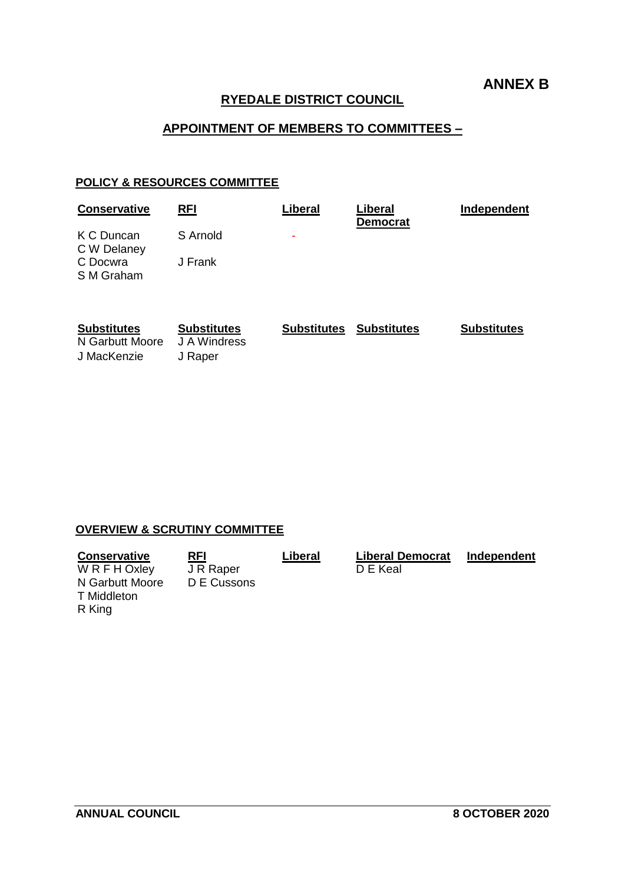**ANNEX B**

**RYEDALE DISTRICT COUNCIL**

**APPOINTMENT OF MEMBERS TO COMMITTEES –**

**POLICY & RESOURCES COMMITTEE**

| Conservative | RFI | Liberal | Liberal Democrat | Independent |
|---|---|---|---|---|
| K C Duncan | S Arnold | - | | |
| C W Delaney | | | | |
| C Docwra | J Frank | | | |
| S M Graham | | | | |

| Substitutes | Substitutes | Substitutes | Substitutes | Substitutes |
|---|---|---|---|---|
| N Garbutt Moore | J A Windress | | | |
| J MacKenzie | J Raper | | | |

**OVERVIEW & SCRUTINY COMMITTEE**

| Conservative | RFI | Liberal | Liberal Democrat | Independent |
|---|---|---|---|---|
| W R F H Oxley | J R Raper | | D E Keal | |
| N Garbutt Moore | D E Cussons | | | |
| T Middleton | | | | |
| R King | | | | |

**ANNUAL COUNCIL** **8 OCTOBER 2020**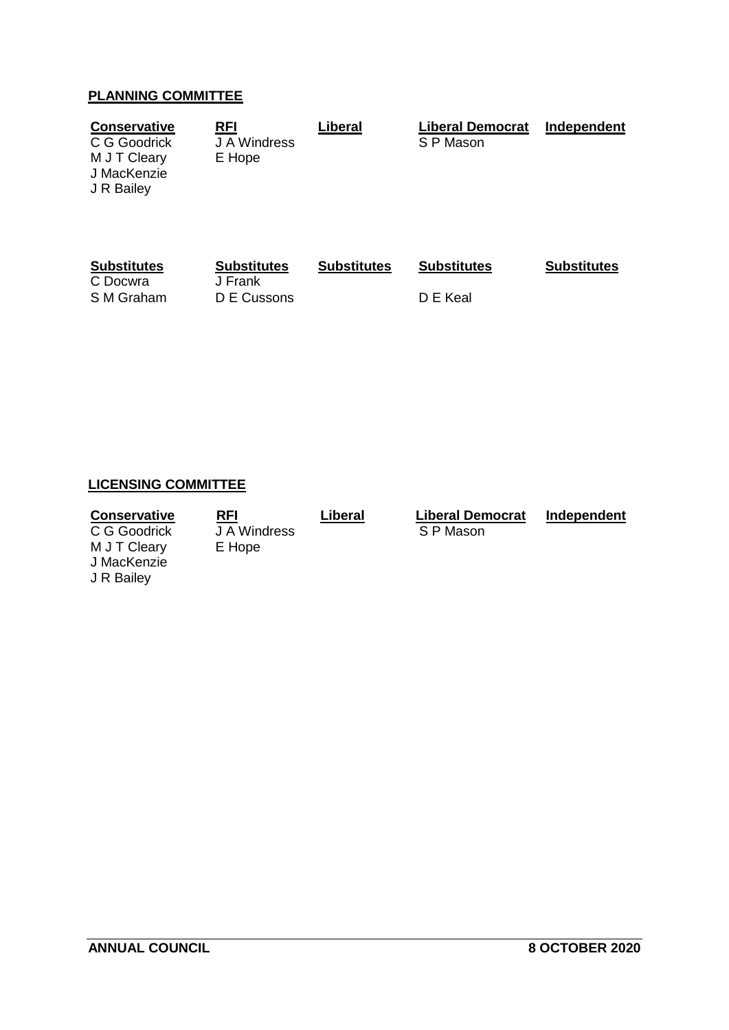**PLANNING COMMITTEE**

| Conservative | RFI | Liberal | Liberal Democrat | Independent |
|---|---|---|---|---|
| C G Goodrick | J A Windress | | S P Mason | |
| M J T Cleary | E Hope | | | |
| J MacKenzie | | | | |
| J R Bailey | | | | |

| Substitutes | Substitutes | Substitutes | Substitutes | Substitutes |
|---|---|---|---|---|
| C Docwra | J Frank | | | |
| S M Graham | D E Cussons | | D E Keal | |

**LICENSING COMMITTEE**

| Conservative | RFI | Liberal | Liberal Democrat | Independent |
|---|---|---|---|---|
| C G Goodrick | J A Windress | | S P Mason | |
| M J T Cleary | E Hope | | | |
| J MacKenzie | | | | |
| J R Bailey | | | | |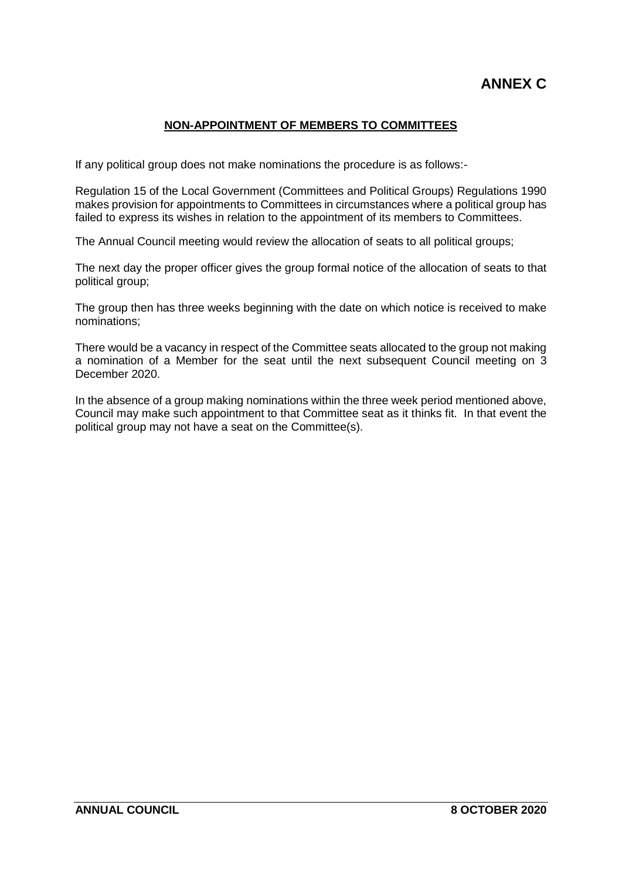# ANNEX C

## NON-APPOINTMENT OF MEMBERS TO COMMITTEES

If any political group does not make nominations the procedure is as follows:-

Regulation 15 of the Local Government (Committees and Political Groups) Regulations 1990 makes provision for appointments to Committees in circumstances where a political group has failed to express its wishes in relation to the appointment of its members to Committees.

The Annual Council meeting would review the allocation of seats to all political groups;

The next day the proper officer gives the group formal notice of the allocation of seats to that political group;

The group then has three weeks beginning with the date on which notice is received to make nominations;

There would be a vacancy in respect of the Committee seats allocated to the group not making a nomination of a Member for the seat until the next subsequent Council meeting on 3 December 2020.

In the absence of a group making nominations within the three week period mentioned above, Council may make such appointment to that Committee seat as it thinks fit. In that event the political group may not have a seat on the Committee(s).